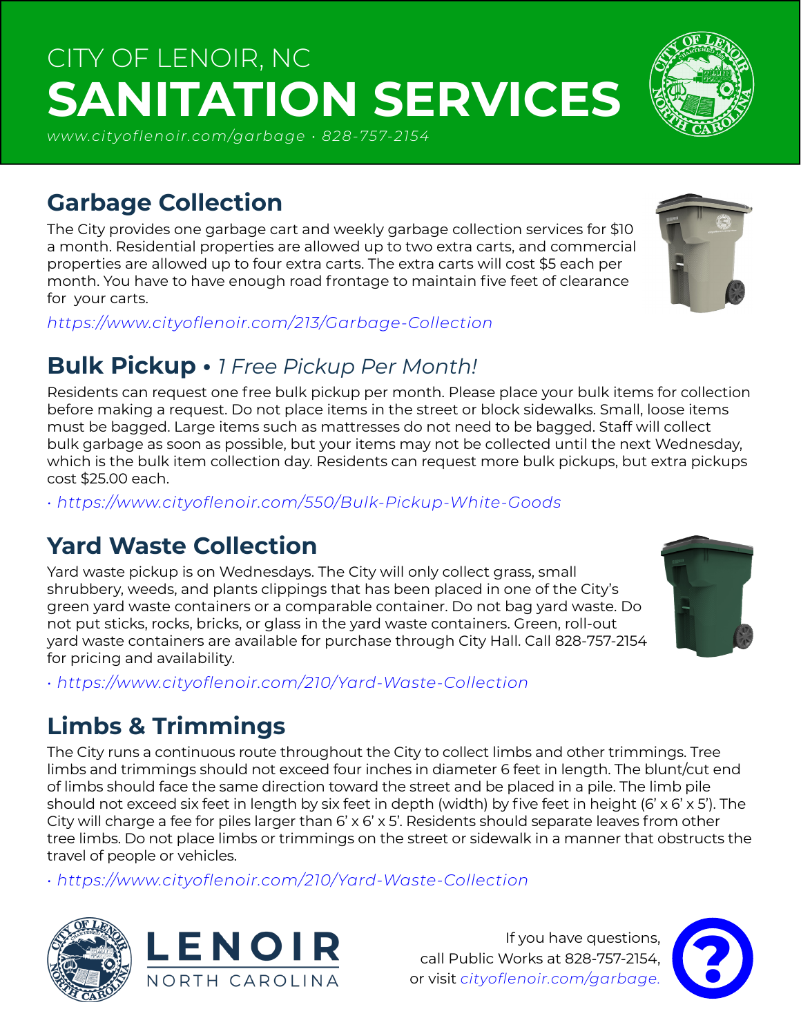CITY OF LENOIR, NC

# SANITATION SERVICES

*www.cityoflenoir.com/garbage • 828-757-2154*

## Garbage Collection

The City provides one garbage cart and weekly garbage collection services for $10 a month. Residential properties are allowed up to two extra carts, and commercial properties are allowed up to four extra carts. The extra carts will cost $5 each per month. You have to have enough road frontage to maintain five feet of clearance for your carts.

*https://www.cityoflenoir.com/213/Garbage-Collection*

## Bulk Pickup • *1 Free Pickup Per Month!*

Residents can request one free bulk pickup per month. Please place your bulk items for collection before making a request. Do not place items in the street or block sidewalks. Small, loose items must be bagged. Large items such as mattresses do not need to be bagged. Staff will collect bulk garbage as soon as possible, but your items may not be collected until the next Wednesday, which is the bulk item collection day. Residents can request more bulk pickups, but extra pickups cost $25.00 each.

• *https://www.cityoflenoir.com/550/Bulk-Pickup-White-Goods*

## Yard Waste Collection

Yard waste pickup is on Wednesdays. The City will only collect grass, small shrubbery, weeds, and plants clippings that has been placed in one of the City's green yard waste containers or a comparable container. Do not bag yard waste. Do not put sticks, rocks, bricks, or glass in the yard waste containers. Green, roll-out yard waste containers are available for purchase through City Hall. Call 828-757-2154 for pricing and availability.

• *https://www.cityoflenoir.com/210/Yard-Waste-Collection*

## Limbs & Trimmings

The City runs a continuous route throughout the City to collect limbs and other trimmings. Tree limbs and trimmings should not exceed four inches in diameter 6 feet in length. The blunt/cut end of limbs should face the same direction toward the street and be placed in a pile. The limb pile should not exceed six feet in length by six feet in depth (width) by five feet in height (6' x 6' x 5'). The City will charge a fee for piles larger than 6' x 6' x 5'. Residents should separate leaves from other tree limbs. Do not place limbs or trimmings on the street or sidewalk in a manner that obstructs the travel of people or vehicles.

• *https://www.cityoflenoir.com/210/Yard-Waste-Collection*

LENOIR
NORTH CAROLINA

If you have questions, call Public Works at 828-757-2154, or visit *cityoflenoir.com/garbage.*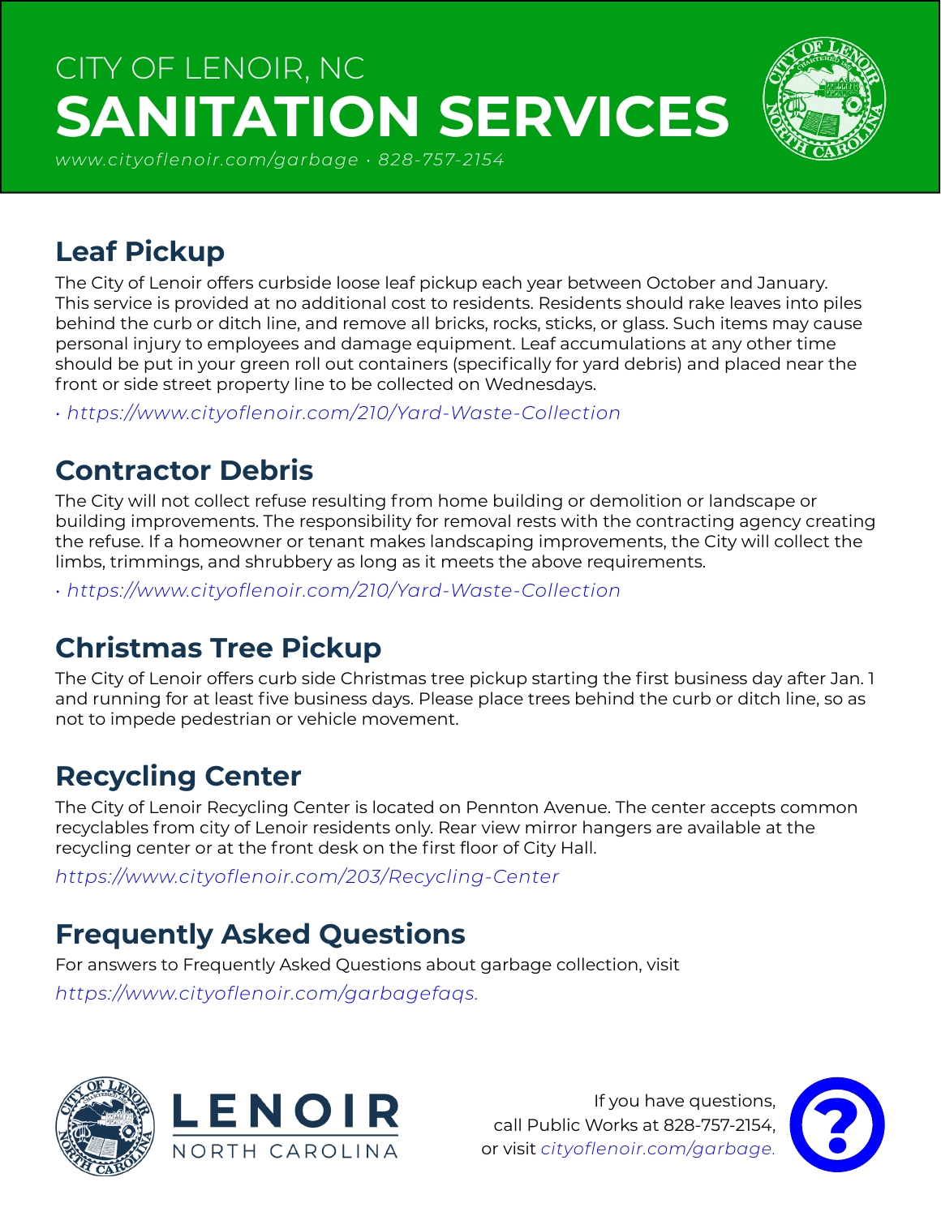CITY OF LENOIR, NC

# SANITATION SERVICES

*www.cityoflenoir.com/garbage • 828-757-2154*

## Leaf Pickup

The City of Lenoir offers curbside loose leaf pickup each year between October and January. This service is provided at no additional cost to residents. Residents should rake leaves into piles behind the curb or ditch line, and remove all bricks, rocks, sticks, or glass. Such items may cause personal injury to employees and damage equipment. Leaf accumulations at any other time should be put in your green roll out containers (specifically for yard debris) and placed near the front or side street property line to be collected on Wednesdays.

- *https://www.cityoflenoir.com/210/Yard-Waste-Collection*

## Contractor Debris

The City will not collect refuse resulting from home building or demolition or landscape or building improvements. The responsibility for removal rests with the contracting agency creating the refuse. If a homeowner or tenant makes landscaping improvements, the City will collect the limbs, trimmings, and shrubbery as long as it meets the above requirements.

- *https://www.cityoflenoir.com/210/Yard-Waste-Collection*

## Christmas Tree Pickup

The City of Lenoir offers curb side Christmas tree pickup starting the first business day after Jan. 1 and running for at least five business days. Please place trees behind the curb or ditch line, so as not to impede pedestrian or vehicle movement.

## Recycling Center

The City of Lenoir Recycling Center is located on Pennton Avenue. The center accepts common recyclables from city of Lenoir residents only. Rear view mirror hangers are available at the recycling center or at the front desk on the first floor of City Hall.

*https://www.cityoflenoir.com/203/Recycling-Center*

## Frequently Asked Questions

For answers to Frequently Asked Questions about garbage collection, visit

*https://www.cityoflenoir.com/garbagefaqs.*

LENOIR
NORTH CAROLINA

If you have questions, call Public Works at 828-757-2154, or visit *cityoflenoir.com/garbage.*